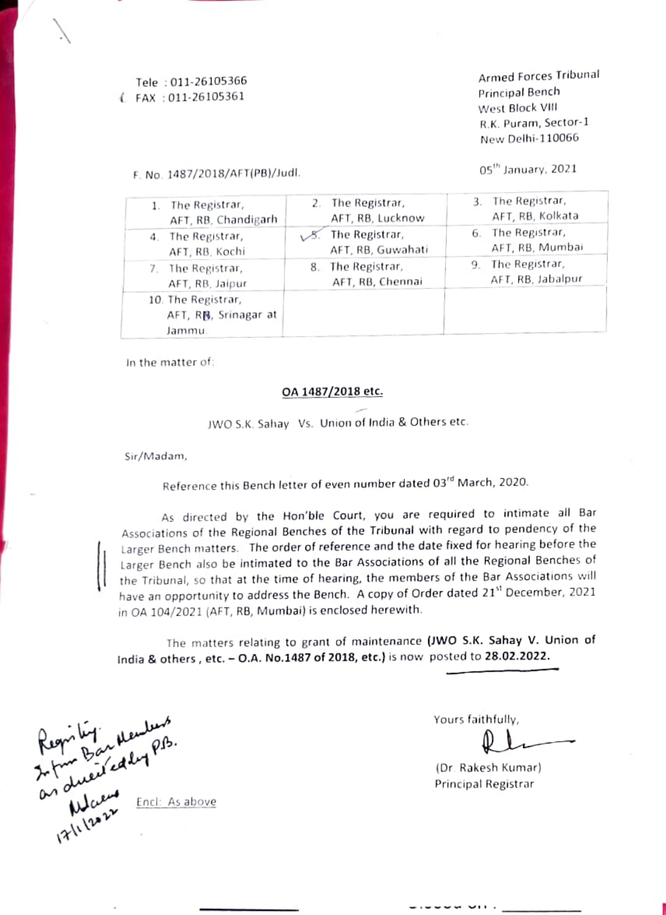Tele : 011-26105366
FAX : 011-26105361

Armed Forces Tribunal
Principal Bench
West Block VIII
R.K. Puram, Sector-1
New Delhi-110066

F. No. 1487/2018/AFT(PB)/Judl.

05th January, 2021

| | | |
|---|---|---|
| 1. The Registrar, AFT, RB, Chandigarh | 2. The Registrar, AFT, RB, Lucknow | 3. The Registrar, AFT, RB, Kolkata |
| 4. The Registrar, AFT, RB, Kochi | 5. The Registrar, AFT, RB, Guwahati | 6. The Registrar, AFT, RB, Mumbai |
| 7. The Registrar, AFT, RB, Jaipur | 8. The Registrar, AFT, RB, Chennai | 9. The Registrar, AFT, RB, Jabalpur |
| 10. The Registrar, AFT, RB, Srinagar at Jammu. | | |

In the matter of:

**OA 1487/2018 etc.**

JWO S.K. Sahay Vs. Union of India & Others etc.

Sir/Madam,

Reference this Bench letter of even number dated 03rd March, 2020.

As directed by the Hon'ble Court, you are required to intimate all Bar Associations of the Regional Benches of the Tribunal with regard to pendency of the Larger Bench matters. The order of reference and the date fixed for hearing before the Larger Bench also be intimated to the Bar Associations of all the Regional Benches of the Tribunal, so that at the time of hearing, the members of the Bar Associations will have an opportunity to address the Bench. A copy of Order dated 21st December, 2021 in OA 104/2021 (AFT, RB, Mumbai) is enclosed herewith.

The matters relating to grant of maintenance **(JWO S.K. Sahay V. Union of India & others , etc. – O.A. No.1487 of 2018, etc.)** is now posted to **28.02.2022.**

Yours faithfully,

(Dr. Rakesh Kumar)
Principal Registrar

Encl: As above

Registry. Inform Bar Members as directed by PB. 17/1/2022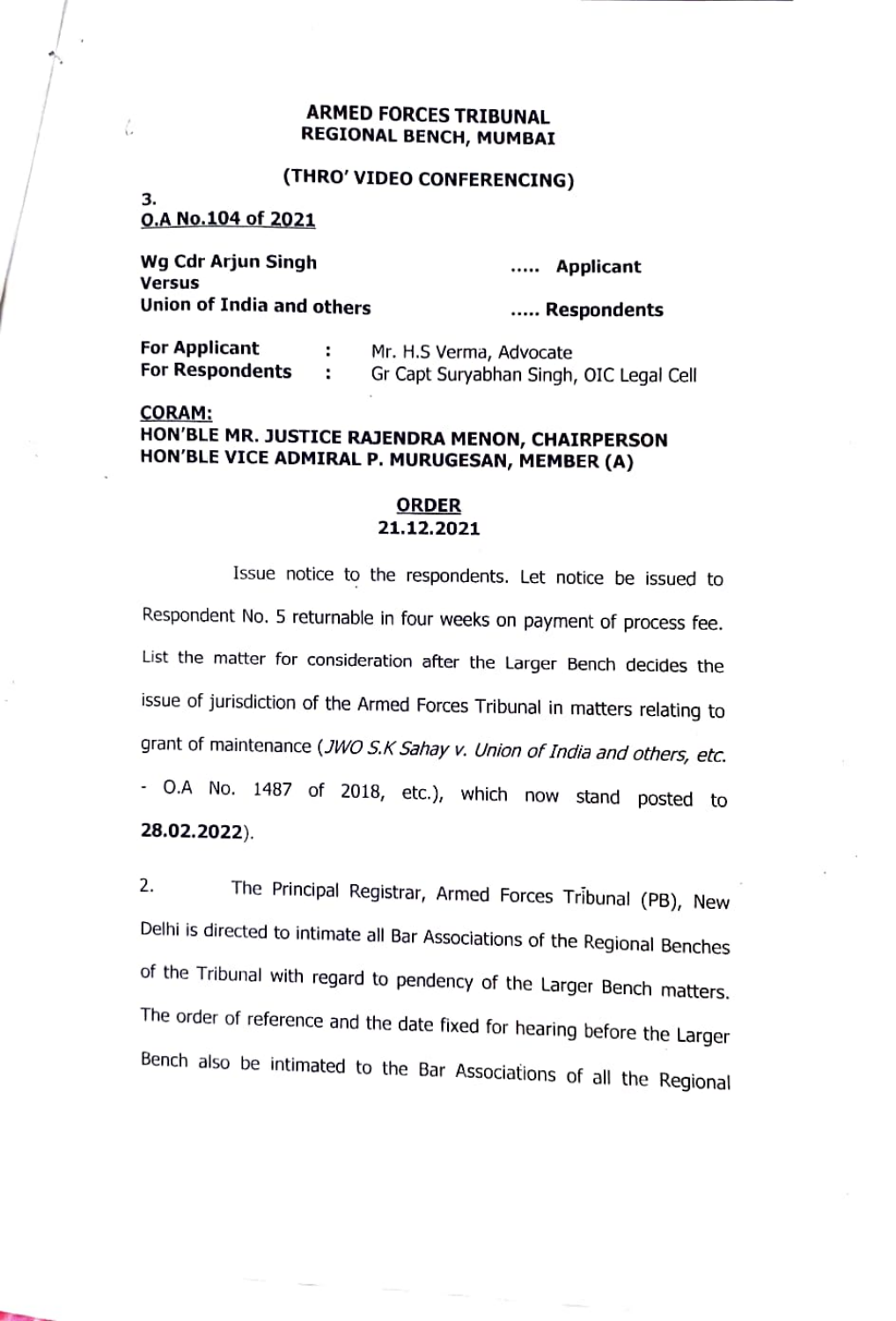**ARMED FORCES TRIBUNAL**
**REGIONAL BENCH, MUMBAI**

**(THRO' VIDEO CONFERENCING)**

**3.**
**O.A No.104 of 2021**

| | |
|---|---|
| **Wg Cdr Arjun Singh** | **..... Applicant** |
| **Versus** | |
| **Union of India and others** | **..... Respondents** |

| | | |
|---|---|---|
| **For Applicant** | : | Mr. H.S Verma, Advocate |
| **For Respondents** | : | Gr Capt Suryabhan Singh, OIC Legal Cell |

**CORAM:**
**HON'BLE MR. JUSTICE RAJENDRA MENON, CHAIRPERSON**
**HON'BLE VICE ADMIRAL P. MURUGESAN, MEMBER (A)**

**ORDER**
**21.12.2021**

Issue notice to the respondents. Let notice be issued to Respondent No. 5 returnable in four weeks on payment of process fee. List the matter for consideration after the Larger Bench decides the issue of jurisdiction of the Armed Forces Tribunal in matters relating to grant of maintenance (*JWO S.K Sahay v. Union of India and others, etc.* - O.A No. 1487 of 2018, etc.), which now stand posted to **28.02.2022**).

2. The Principal Registrar, Armed Forces Tribunal (PB), New Delhi is directed to intimate all Bar Associations of the Regional Benches of the Tribunal with regard to pendency of the Larger Bench matters. The order of reference and the date fixed for hearing before the Larger Bench also be intimated to the Bar Associations of all the Regional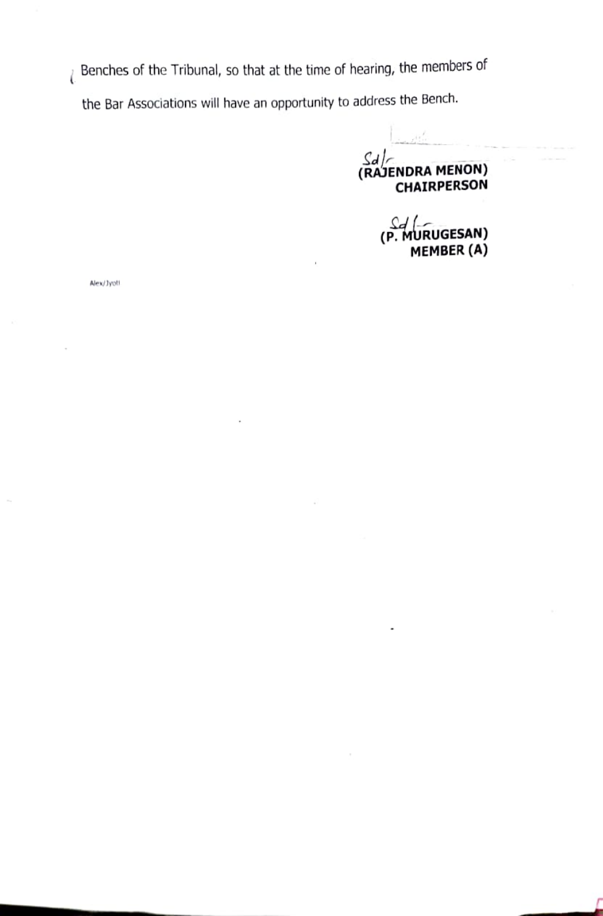Benches of the Tribunal, so that at the time of hearing, the members of the Bar Associations will have an opportunity to address the Bench.

Sd/-
**(RAJENDRA MENON)**
**CHAIRPERSON**

Sd/-
**(P. MURUGESAN)**
**MEMBER (A)**

Alex/Jyoti